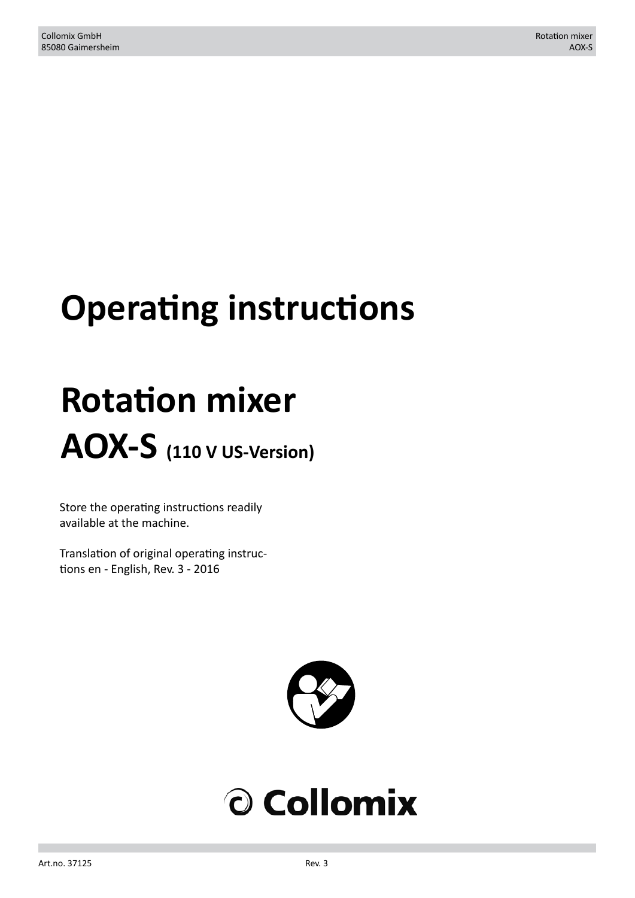# Operating instructions

# Rotation mixer AOX-S (110 V US-Version)

Store the operating instructions readily available at the machine.

Translation of original operating instructions en - English, Rev. 3 - 2016

Collomix

Art.no. 37125

Rev. 3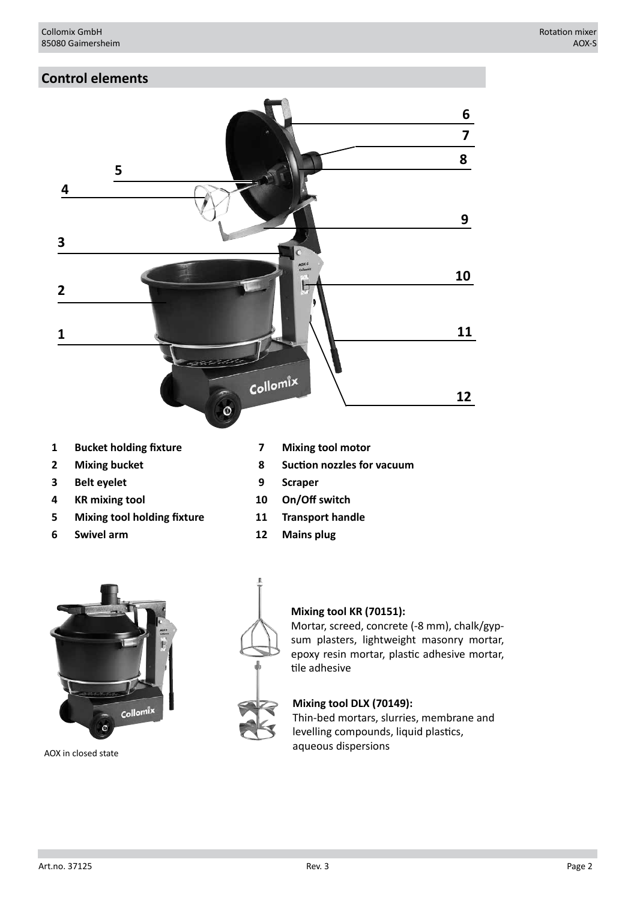## Control elements

1. **Bucket holding fixture**
2. **Mixing bucket**
3. **Belt eyelet**
4. **KR mixing tool**
5. **Mixing tool holding fixture**
6. **Swivel arm**
7. **Mixing tool motor**
8. **Suction nozzles for vacuum**
9. **Scraper**
10. **On/Off switch**
11. **Transport handle**
12. **Mains plug**

AOX in closed state

**Mixing tool KR (70151):**
Mortar, screed, concrete (-8 mm), chalk/gypsum plasters, lightweight masonry mortar, epoxy resin mortar, plastic adhesive mortar, tile adhesive

**Mixing tool DLX (70149):**
Thin-bed mortars, slurries, membrane and levelling compounds, liquid plastics, aqueous dispersions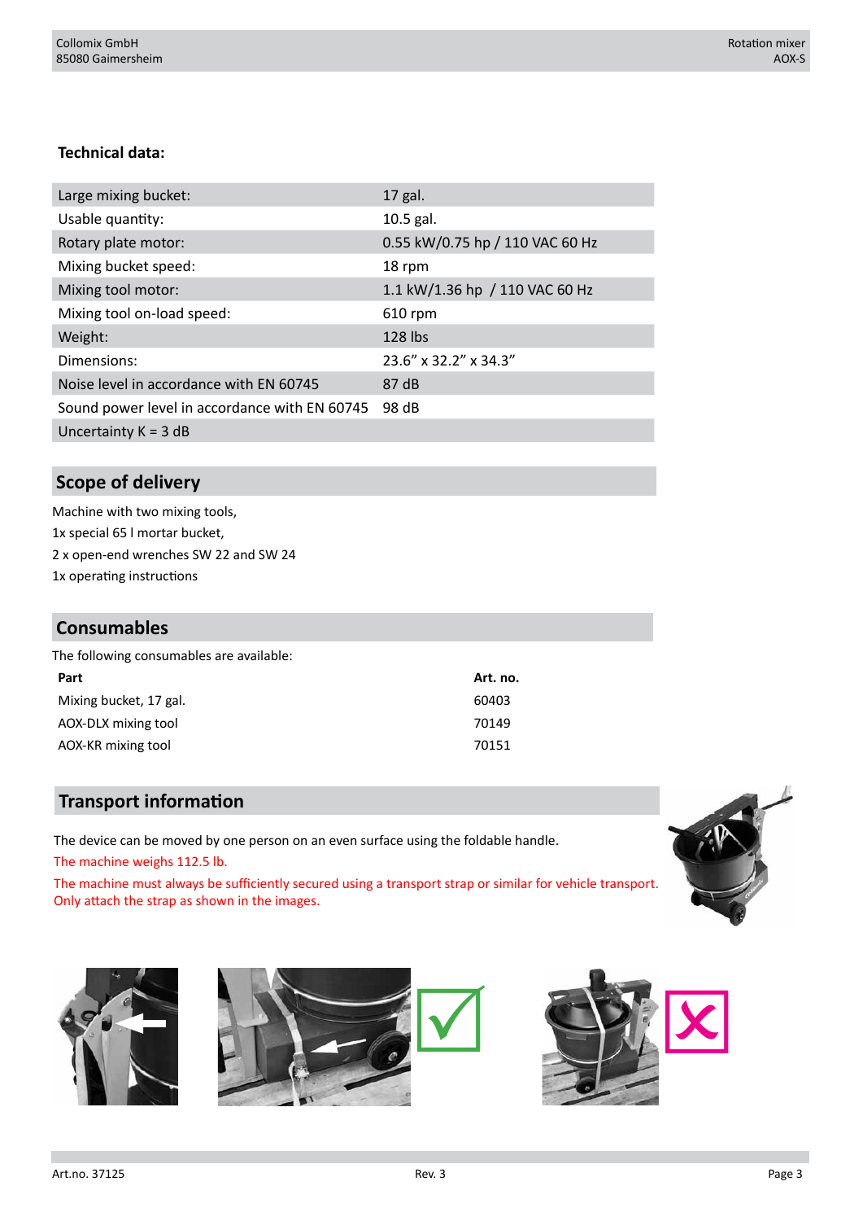### Technical data:

| | |
|---|---|
| Large mixing bucket: | 17 gal. |
| Usable quantity: | 10.5 gal. |
| Rotary plate motor: | 0.55 kW/0.75 hp / 110 VAC 60 Hz |
| Mixing bucket speed: | 18 rpm |
| Mixing tool motor: | 1.1 kW/1.36 hp / 110 VAC 60 Hz |
| Mixing tool on-load speed: | 610 rpm |
| Weight: | 128 lbs |
| Dimensions: | 23.6" x 32.2" x 34.3" |
| Noise level in accordance with EN 60745 | 87 dB |
| Sound power level in accordance with EN 60745 | 98 dB |
| Uncertainty K = 3 dB | |

## Scope of delivery

Machine with two mixing tools,
1x special 65 l mortar bucket,
2 x open-end wrenches SW 22 and SW 24
1x operating instructions

## Consumables

The following consumables are available:

| Part | Art. no. |
|---|---|
| Mixing bucket, 17 gal. | 60403 |
| AOX-DLX mixing tool | 70149 |
| AOX-KR mixing tool | 70151 |

## Transport information

The device can be moved by one person on an even surface using the foldable handle.

The machine weighs 112.5 lb.

The machine must always be sufficiently secured using a transport strap or similar for vehicle transport. Only attach the strap as shown in the images.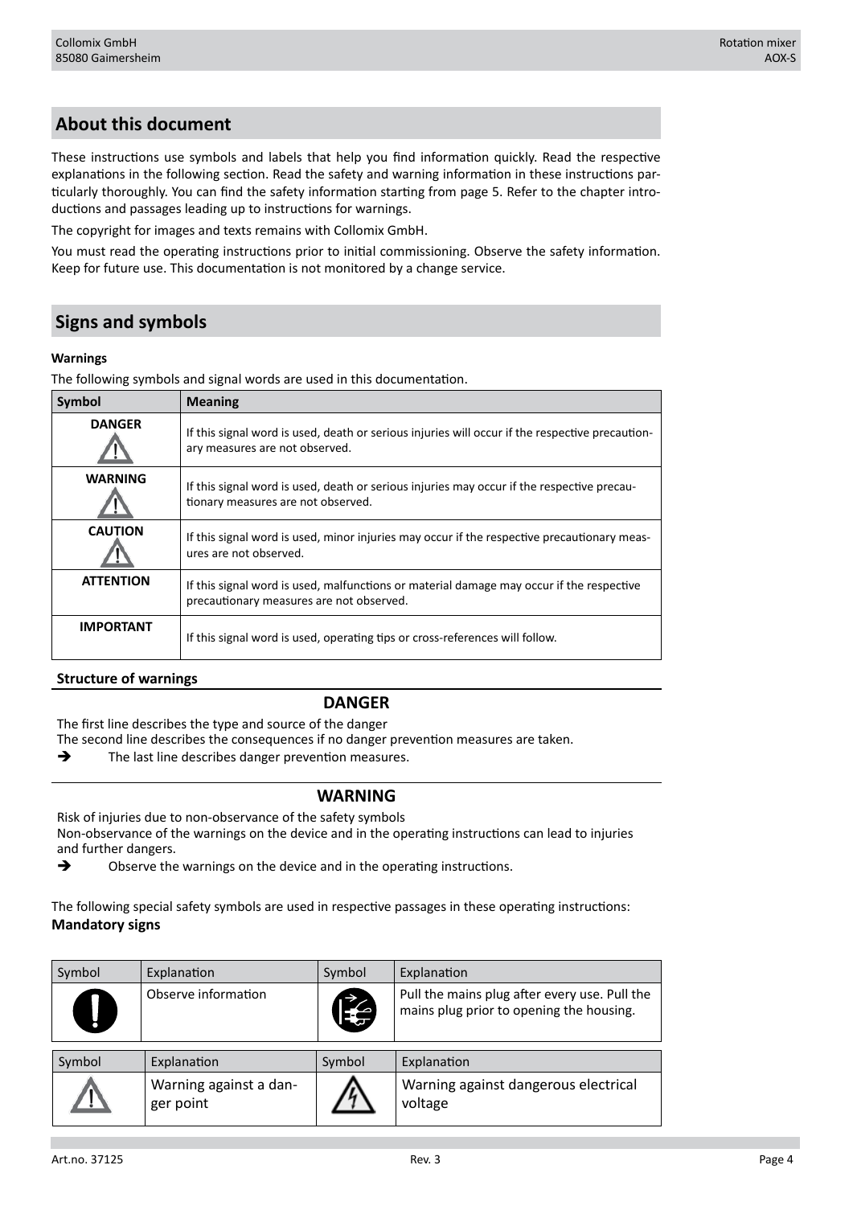## About this document

These instructions use symbols and labels that help you find information quickly. Read the respective explanations in the following section. Read the safety and warning information in these instructions particularly thoroughly. You can find the safety information starting from page 5. Refer to the chapter introductions and passages leading up to instructions for warnings.

The copyright for images and texts remains with Collomix GmbH.

You must read the operating instructions prior to initial commissioning. Observe the safety information. Keep for future use. This documentation is not monitored by a change service.

## Signs and symbols

**Warnings**

The following symbols and signal words are used in this documentation.

| Symbol | Meaning |
|---|---|
| **DANGER** | If this signal word is used, death or serious injuries will occur if the respective precautionary measures are not observed. |
| **WARNING** | If this signal word is used, death or serious injuries may occur if the respective precautionary measures are not observed. |
| **CAUTION** | If this signal word is used, minor injuries may occur if the respective precautionary measures are not observed. |
| **ATTENTION** | If this signal word is used, malfunctions or material damage may occur if the respective precautionary measures are not observed. |
| **IMPORTANT** | If this signal word is used, operating tips or cross-references will follow. |

**Structure of warnings**

**DANGER**

The first line describes the type and source of the danger

The second line describes the consequences if no danger prevention measures are taken.

➔ The last line describes danger prevention measures.

**WARNING**

Risk of injuries due to non-observance of the safety symbols

Non-observance of the warnings on the device and in the operating instructions can lead to injuries and further dangers.

➔ Observe the warnings on the device and in the operating instructions.

The following special safety symbols are used in respective passages in these operating instructions:

**Mandatory signs**

| Symbol | Explanation | Symbol | Explanation |
|---|---|---|---|
| | Observe information | | Pull the mains plug after every use. Pull the mains plug prior to opening the housing. |

| Symbol | Explanation | Symbol | Explanation |
|---|---|---|---|
| | Warning against a danger point | | Warning against dangerous electrical voltage |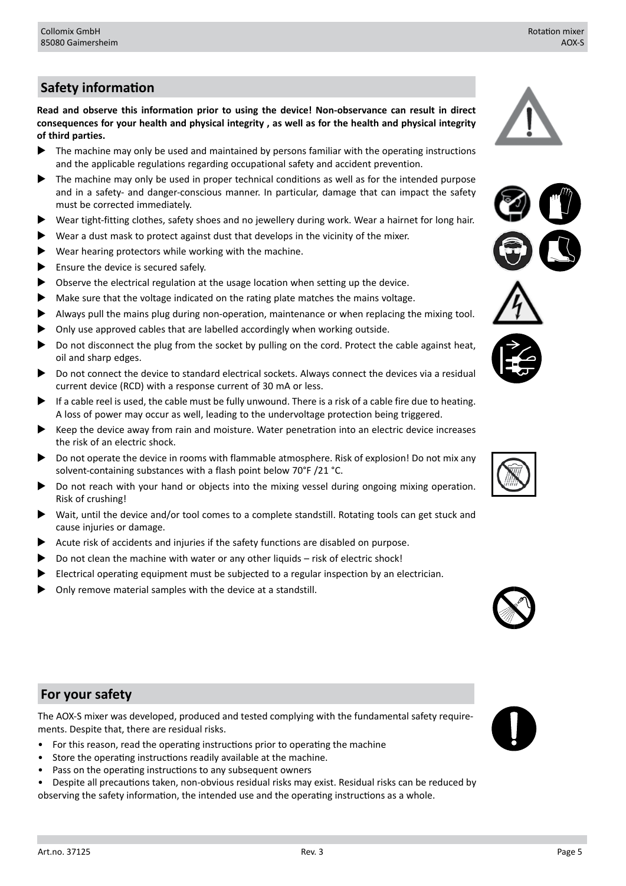## Safety information

**Read and observe this information prior to using the device! Non-observance can result in direct consequences for your health and physical integrity , as well as for the health and physical integrity of third parties.**

- The machine may only be used and maintained by persons familiar with the operating instructions and the applicable regulations regarding occupational safety and accident prevention.
- The machine may only be used in proper technical conditions as well as for the intended purpose and in a safety- and danger-conscious manner. In particular, damage that can impact the safety must be corrected immediately.
- Wear tight-fitting clothes, safety shoes and no jewellery during work. Wear a hairnet for long hair.
- Wear a dust mask to protect against dust that develops in the vicinity of the mixer.
- Wear hearing protectors while working with the machine.
- Ensure the device is secured safely.
- Observe the electrical regulation at the usage location when setting up the device.
- Make sure that the voltage indicated on the rating plate matches the mains voltage.
- Always pull the mains plug during non-operation, maintenance or when replacing the mixing tool.
- Only use approved cables that are labelled accordingly when working outside.
- Do not disconnect the plug from the socket by pulling on the cord. Protect the cable against heat, oil and sharp edges.
- Do not connect the device to standard electrical sockets. Always connect the devices via a residual current device (RCD) with a response current of 30 mA or less.
- If a cable reel is used, the cable must be fully unwound. There is a risk of a cable fire due to heating. A loss of power may occur as well, leading to the undervoltage protection being triggered.
- Keep the device away from rain and moisture. Water penetration into an electric device increases the risk of an electric shock.
- Do not operate the device in rooms with flammable atmosphere. Risk of explosion! Do not mix any solvent-containing substances with a flash point below 70°F /21 °C.
- Do not reach with your hand or objects into the mixing vessel during ongoing mixing operation. Risk of crushing!
- Wait, until the device and/or tool comes to a complete standstill. Rotating tools can get stuck and cause injuries or damage.
- Acute risk of accidents and injuries if the safety functions are disabled on purpose.
- Do not clean the machine with water or any other liquids – risk of electric shock!
- Electrical operating equipment must be subjected to a regular inspection by an electrician.
- Only remove material samples with the device at a standstill.

## For your safety

The AOX-S mixer was developed, produced and tested complying with the fundamental safety requirements. Despite that, there are residual risks.

- For this reason, read the operating instructions prior to operating the machine
- Store the operating instructions readily available at the machine.
- Pass on the operating instructions to any subsequent owners
- Despite all precautions taken, non-obvious residual risks may exist. Residual risks can be reduced by observing the safety information, the intended use and the operating instructions as a whole.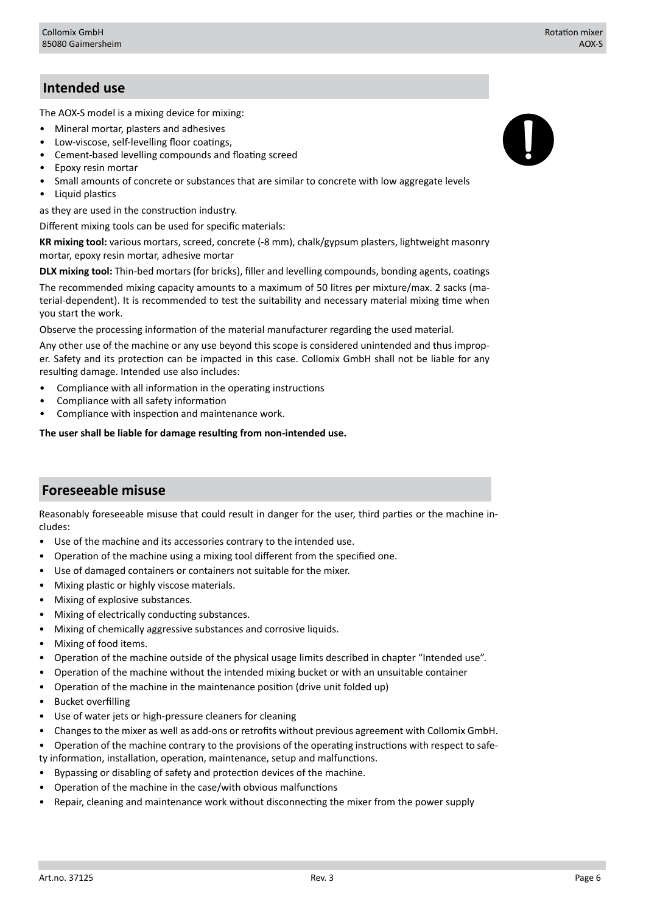## Intended use

The AOX-S model is a mixing device for mixing:

- Mineral mortar, plasters and adhesives
- Low-viscose, self-levelling floor coatings,
- Cement-based levelling compounds and floating screed
- Epoxy resin mortar
- Small amounts of concrete or substances that are similar to concrete with low aggregate levels
- Liquid plastics

as they are used in the construction industry.

Different mixing tools can be used for specific materials:

**KR mixing tool:** various mortars, screed, concrete (-8 mm), chalk/gypsum plasters, lightweight masonry mortar, epoxy resin mortar, adhesive mortar

**DLX mixing tool:** Thin-bed mortars (for bricks), filler and levelling compounds, bonding agents, coatings

The recommended mixing capacity amounts to a maximum of 50 litres per mixture/max. 2 sacks (material-dependent). It is recommended to test the suitability and necessary material mixing time when you start the work.

Observe the processing information of the material manufacturer regarding the used material.

Any other use of the machine or any use beyond this scope is considered unintended and thus improper. Safety and its protection can be impacted in this case. Collomix GmbH shall not be liable for any resulting damage. Intended use also includes:

- Compliance with all information in the operating instructions
- Compliance with all safety information
- Compliance with inspection and maintenance work.

**The user shall be liable for damage resulting from non-intended use.**

## Foreseeable misuse

Reasonably foreseeable misuse that could result in danger for the user, third parties or the machine includes:

- Use of the machine and its accessories contrary to the intended use.
- Operation of the machine using a mixing tool different from the specified one.
- Use of damaged containers or containers not suitable for the mixer.
- Mixing plastic or highly viscose materials.
- Mixing of explosive substances.
- Mixing of electrically conducting substances.
- Mixing of chemically aggressive substances and corrosive liquids.
- Mixing of food items.
- Operation of the machine outside of the physical usage limits described in chapter "Intended use".
- Operation of the machine without the intended mixing bucket or with an unsuitable container
- Operation of the machine in the maintenance position (drive unit folded up)
- Bucket overfilling
- Use of water jets or high-pressure cleaners for cleaning
- Changes to the mixer as well as add-ons or retrofits without previous agreement with Collomix GmbH.
- Operation of the machine contrary to the provisions of the operating instructions with respect to safety information, installation, operation, maintenance, setup and malfunctions.
- Bypassing or disabling of safety and protection devices of the machine.
- Operation of the machine in the case/with obvious malfunctions
- Repair, cleaning and maintenance work without disconnecting the mixer from the power supply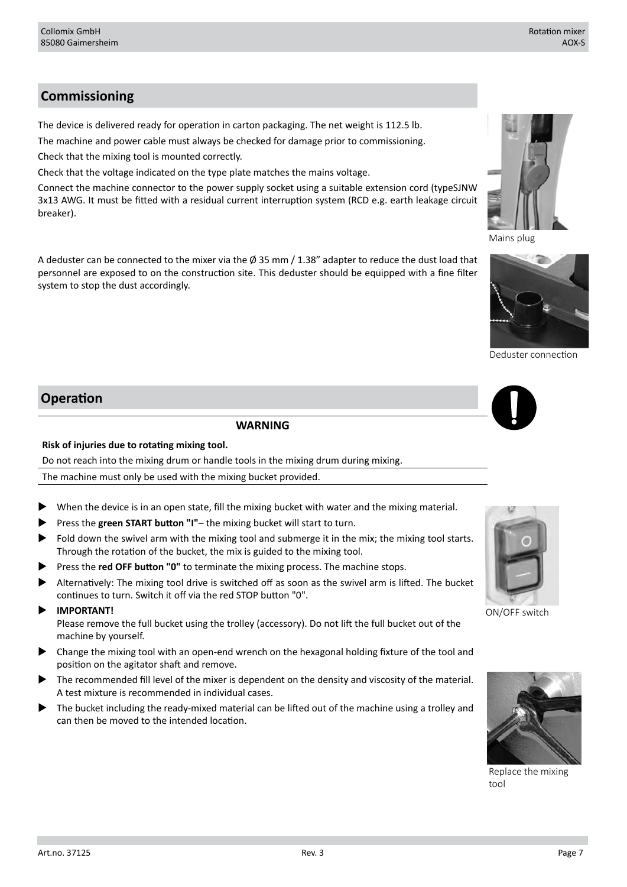## Commissioning

The device is delivered ready for operation in carton packaging. The net weight is 112.5 lb.

The machine and power cable must always be checked for damage prior to commissioning.

Check that the mixing tool is mounted correctly.

Check that the voltage indicated on the type plate matches the mains voltage.

Connect the machine connector to the power supply socket using a suitable extension cord (typeSJNW 3x13 AWG. It must be fitted with a residual current interruption system (RCD e.g. earth leakage circuit breaker).

Mains plug

A deduster can be connected to the mixer via the Ø 35 mm / 1.38" adapter to reduce the dust load that personnel are exposed to on the construction site. This deduster should be equipped with a fine filter system to stop the dust accordingly.

Deduster connection

## Operation

**WARNING**

**Risk of injuries due to rotating mixing tool.**

Do not reach into the mixing drum or handle tools in the mixing drum during mixing.

The machine must only be used with the mixing bucket provided.

- When the device is in an open state, fill the mixing bucket with water and the mixing material.
- Press the **green START button "I"**– the mixing bucket will start to turn.
- Fold down the swivel arm with the mixing tool and submerge it in the mix; the mixing tool starts. Through the rotation of the bucket, the mix is guided to the mixing tool.
- Press the **red OFF button "0"** to terminate the mixing process. The machine stops.
- Alternatively: The mixing tool drive is switched off as soon as the swivel arm is lifted. The bucket continues to turn. Switch it off via the red STOP button "0".
- **IMPORTANT!**
  Please remove the full bucket using the trolley (accessory). Do not lift the full bucket out of the machine by yourself.
- Change the mixing tool with an open-end wrench on the hexagonal holding fixture of the tool and position on the agitator shaft and remove.
- The recommended fill level of the mixer is dependent on the density and viscosity of the material. A test mixture is recommended in individual cases.
- The bucket including the ready-mixed material can be lifted out of the machine using a trolley and can then be moved to the intended location.

ON/OFF switch

Replace the mixing tool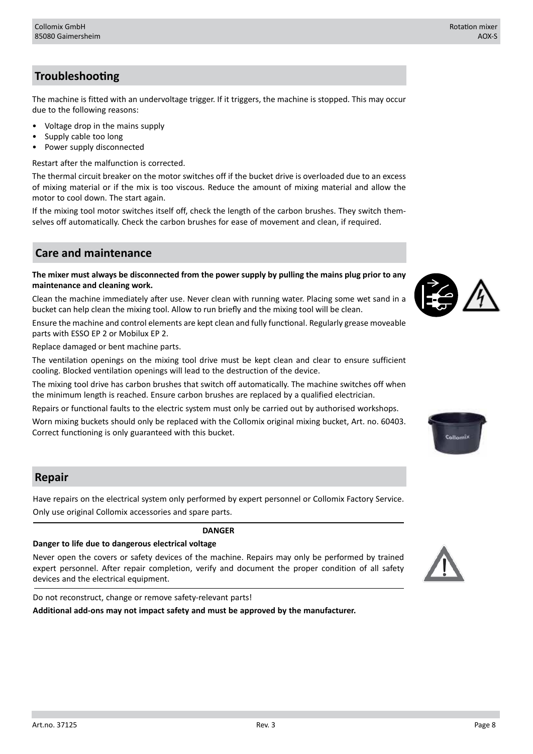## Troubleshooting

The machine is fitted with an undervoltage trigger. If it triggers, the machine is stopped. This may occur due to the following reasons:

- Voltage drop in the mains supply
- Supply cable too long
- Power supply disconnected

Restart after the malfunction is corrected.

The thermal circuit breaker on the motor switches off if the bucket drive is overloaded due to an excess of mixing material or if the mix is too viscous. Reduce the amount of mixing material and allow the motor to cool down. The start again.

If the mixing tool motor switches itself off, check the length of the carbon brushes. They switch themselves off automatically. Check the carbon brushes for ease of movement and clean, if required.

## Care and maintenance

**The mixer must always be disconnected from the power supply by pulling the mains plug prior to any maintenance and cleaning work.**

Clean the machine immediately after use. Never clean with running water. Placing some wet sand in a bucket can help clean the mixing tool. Allow to run briefly and the mixing tool will be clean.

Ensure the machine and control elements are kept clean and fully functional. Regularly grease moveable parts with ESSO EP 2 or Mobilux EP 2.

Replace damaged or bent machine parts.

The ventilation openings on the mixing tool drive must be kept clean and clear to ensure sufficient cooling. Blocked ventilation openings will lead to the destruction of the device.

The mixing tool drive has carbon brushes that switch off automatically. The machine switches off when the minimum length is reached. Ensure carbon brushes are replaced by a qualified electrician.

Repairs or functional faults to the electric system must only be carried out by authorised workshops.

Worn mixing buckets should only be replaced with the Collomix original mixing bucket, Art. no. 60403. Correct functioning is only guaranteed with this bucket.

## Repair

Have repairs on the electrical system only performed by expert personnel or Collomix Factory Service.

Only use original Collomix accessories and spare parts.

**DANGER**

**Danger to life due to dangerous electrical voltage**

Never open the covers or safety devices of the machine. Repairs may only be performed by trained expert personnel. After repair completion, verify and document the proper condition of all safety devices and the electrical equipment.

Do not reconstruct, change or remove safety-relevant parts!

**Additional add-ons may not impact safety and must be approved by the manufacturer.**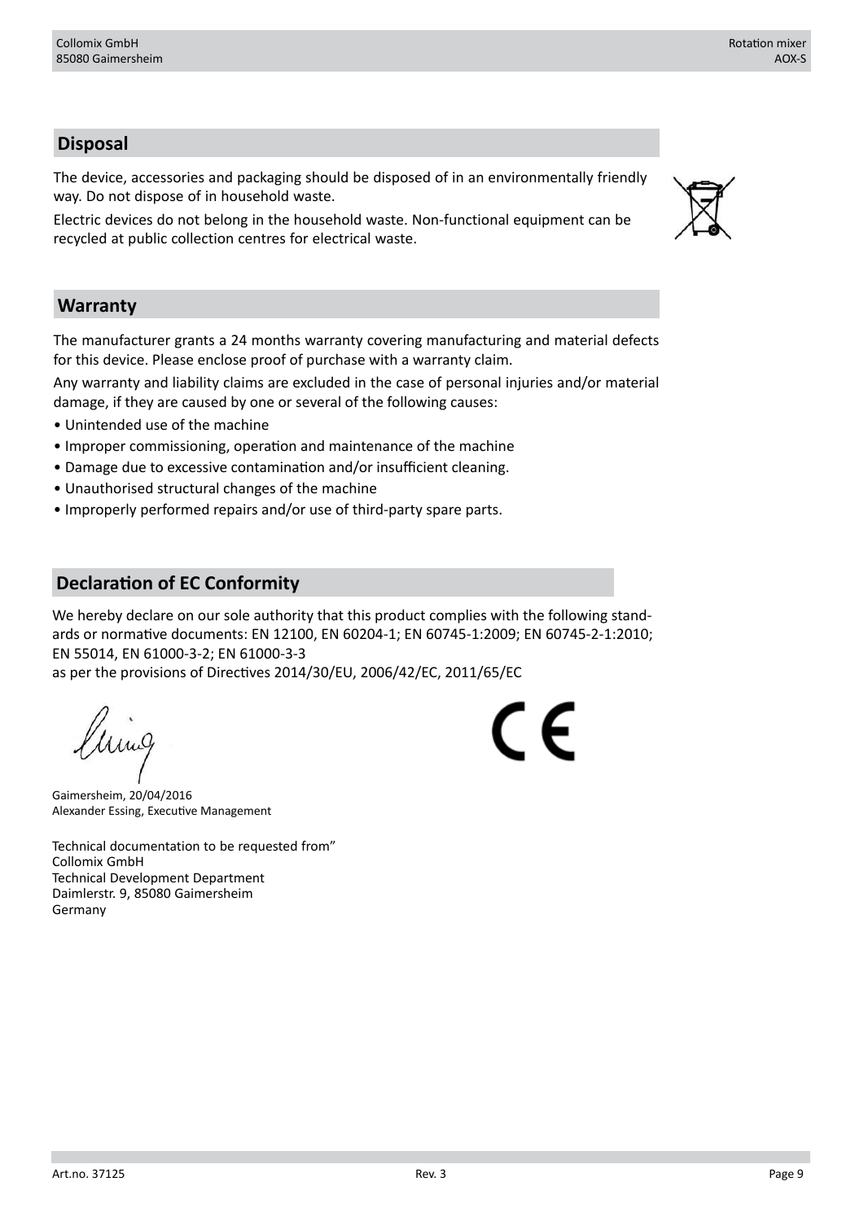## Disposal

The device, accessories and packaging should be disposed of in an environmentally friendly way. Do not dispose of in household waste.

Electric devices do not belong in the household waste. Non-functional equipment can be recycled at public collection centres for electrical waste.

## Warranty

The manufacturer grants a 24 months warranty covering manufacturing and material defects for this device. Please enclose proof of purchase with a warranty claim.

Any warranty and liability claims are excluded in the case of personal injuries and/or material damage, if they are caused by one or several of the following causes:

- Unintended use of the machine
- Improper commissioning, operation and maintenance of the machine
- Damage due to excessive contamination and/or insufficient cleaning.
- Unauthorised structural changes of the machine
- Improperly performed repairs and/or use of third-party spare parts.

## Declaration of EC Conformity

We hereby declare on our sole authority that this product complies with the following standards or normative documents: EN 12100, EN 60204-1; EN 60745-1:2009; EN 60745-2-1:2010; EN 55014, EN 61000-3-2; EN 61000-3-3
as per the provisions of Directives 2014/30/EU, 2006/42/EC, 2011/65/EC

Gaimersheim, 20/04/2016
Alexander Essing, Executive Management

Technical documentation to be requested from"
Collomix GmbH
Technical Development Department
Daimlerstr. 9, 85080 Gaimersheim
Germany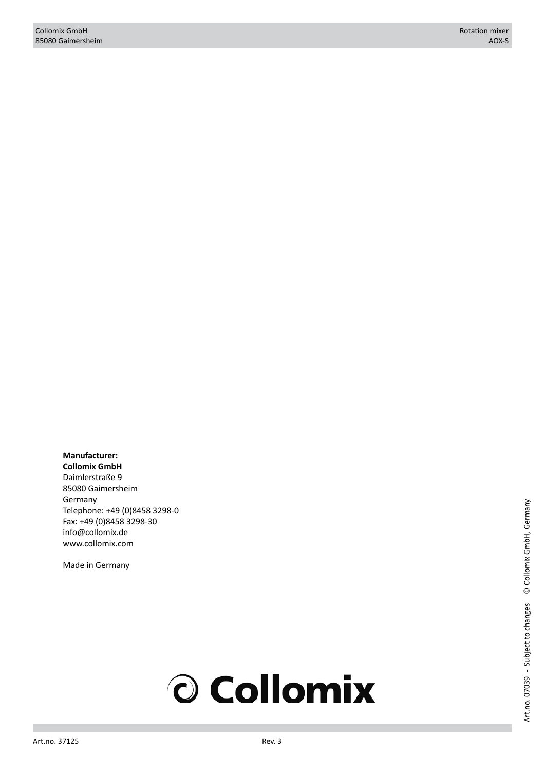**Manufacturer:**
**Collomix GmbH**
Daimlerstraße 9
85080 Gaimersheim
Germany
Telephone: +49 (0)8458 3298-0
Fax: +49 (0)8458 3298-30
info@collomix.de
www.collomix.com

Made in Germany

Collomix

Art.no. 07039 - Subject to changes © Collomix GmbH, Germany

Art.no. 37125 Rev. 3